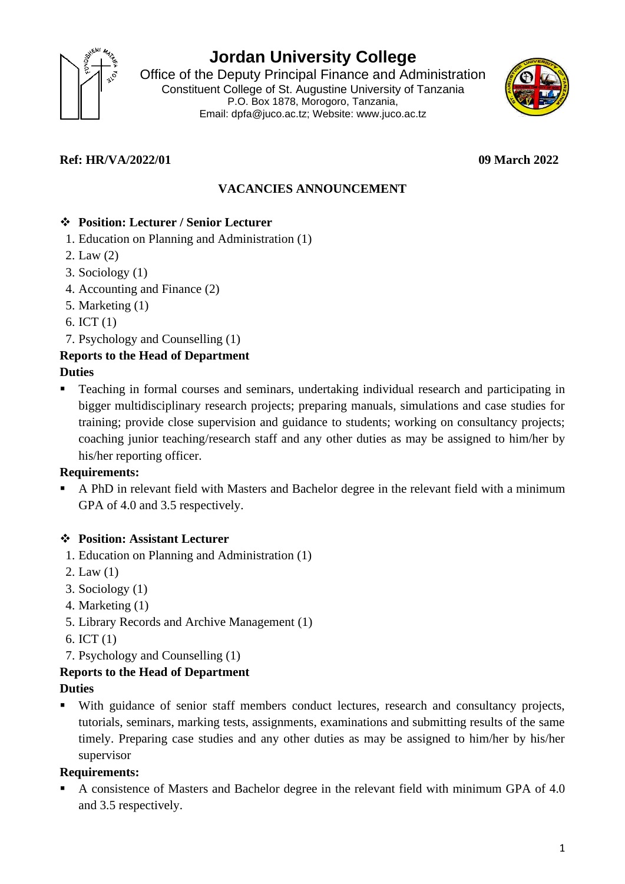# Jordan University College

Office of the Deputy Principal Finance and Administration

Constituent College of St. Augustine University of Tanzania

P.O. Box 1878, Morogoro, Tanzania,

Email: dpfa@juco.ac.tz; Website: www.juco.ac.tz

**Ref: HR/VA/2022/01** **09 March 2022**

## VACANCIES ANNOUNCEMENT

### ❖ Position: Lecturer / Senior Lecturer

1. Education on Planning and Administration (1)
2. Law (2)
3. Sociology (1)
4. Accounting and Finance (2)
5. Marketing (1)
6. ICT (1)
7. Psychology and Counselling (1)

**Reports to the Head of Department**

**Duties**

- Teaching in formal courses and seminars, undertaking individual research and participating in bigger multidisciplinary research projects; preparing manuals, simulations and case studies for training; provide close supervision and guidance to students; working on consultancy projects; coaching junior teaching/research staff and any other duties as may be assigned to him/her by his/her reporting officer.

**Requirements:**

- A PhD in relevant field with Masters and Bachelor degree in the relevant field with a minimum GPA of 4.0 and 3.5 respectively.

### ❖ Position: Assistant Lecturer

1. Education on Planning and Administration (1)
2. Law (1)
3. Sociology (1)
4. Marketing (1)
5. Library Records and Archive Management (1)
6. ICT (1)
7. Psychology and Counselling (1)

**Reports to the Head of Department**

**Duties**

- With guidance of senior staff members conduct lectures, research and consultancy projects, tutorials, seminars, marking tests, assignments, examinations and submitting results of the same timely. Preparing case studies and any other duties as may be assigned to him/her by his/her supervisor

**Requirements:**

- A consistence of Masters and Bachelor degree in the relevant field with minimum GPA of 4.0 and 3.5 respectively.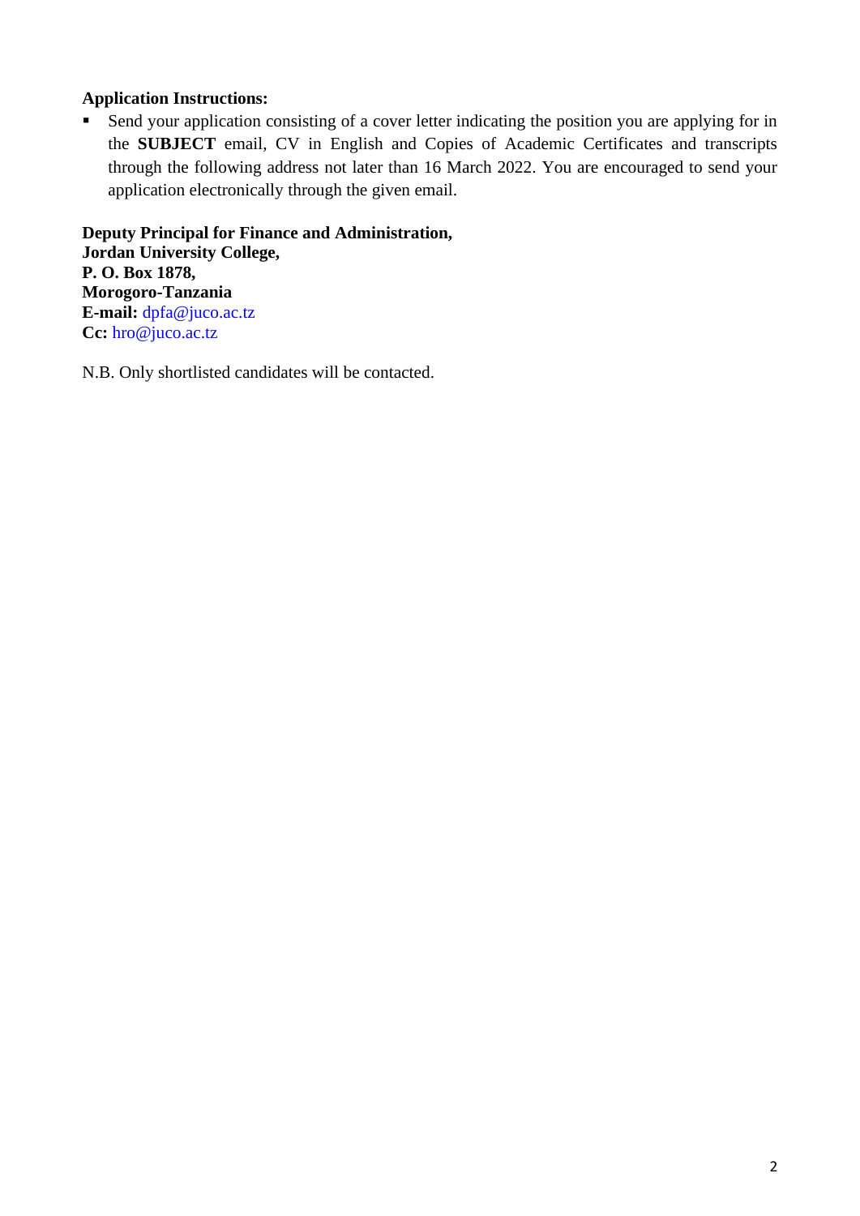**Application Instructions:**

- Send your application consisting of a cover letter indicating the position you are applying for in the **SUBJECT** email, CV in English and Copies of Academic Certificates and transcripts through the following address not later than 16 March 2022. You are encouraged to send your application electronically through the given email.

**Deputy Principal for Finance and Administration,**
**Jordan University College,**
**P. O. Box 1878,**
**Morogoro-Tanzania**
**E-mail:** dpfa@juco.ac.tz
**Cc:** hro@juco.ac.tz

N.B. Only shortlisted candidates will be contacted.